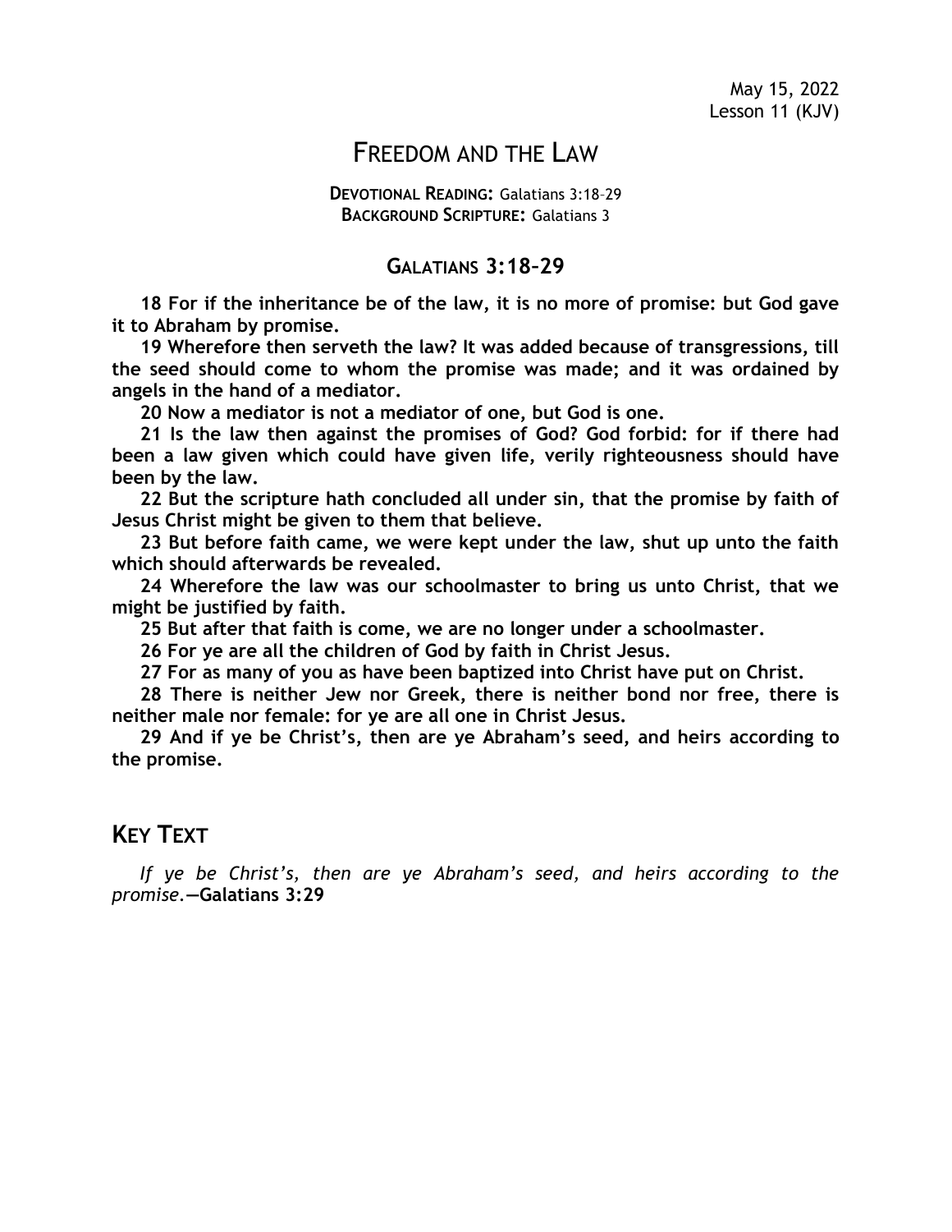May 15, 2022
Lesson 11 (KJV)

# Freedom and the Law

**Devotional Reading:** Galatians 3:18–29
**Background Scripture:** Galatians 3

## Galatians 3:18–29

**18 For if the inheritance be of the law, it is no more of promise: but God gave it to Abraham by promise.**

**19 Wherefore then serveth the law? It was added because of transgressions, till the seed should come to whom the promise was made; and it was ordained by angels in the hand of a mediator.**

**20 Now a mediator is not a mediator of one, but God is one.**

**21 Is the law then against the promises of God? God forbid: for if there had been a law given which could have given life, verily righteousness should have been by the law.**

**22 But the scripture hath concluded all under sin, that the promise by faith of Jesus Christ might be given to them that believe.**

**23 But before faith came, we were kept under the law, shut up unto the faith which should afterwards be revealed.**

**24 Wherefore the law was our schoolmaster to bring us unto Christ, that we might be justified by faith.**

**25 But after that faith is come, we are no longer under a schoolmaster.**

**26 For ye are all the children of God by faith in Christ Jesus.**

**27 For as many of you as have been baptized into Christ have put on Christ.**

**28 There is neither Jew nor Greek, there is neither bond nor free, there is neither male nor female: for ye are all one in Christ Jesus.**

**29 And if ye be Christ's, then are ye Abraham's seed, and heirs according to the promise.**

## Key Text

*If ye be Christ's, then are ye Abraham's seed, and heirs according to the promise.*—**Galatians 3:29**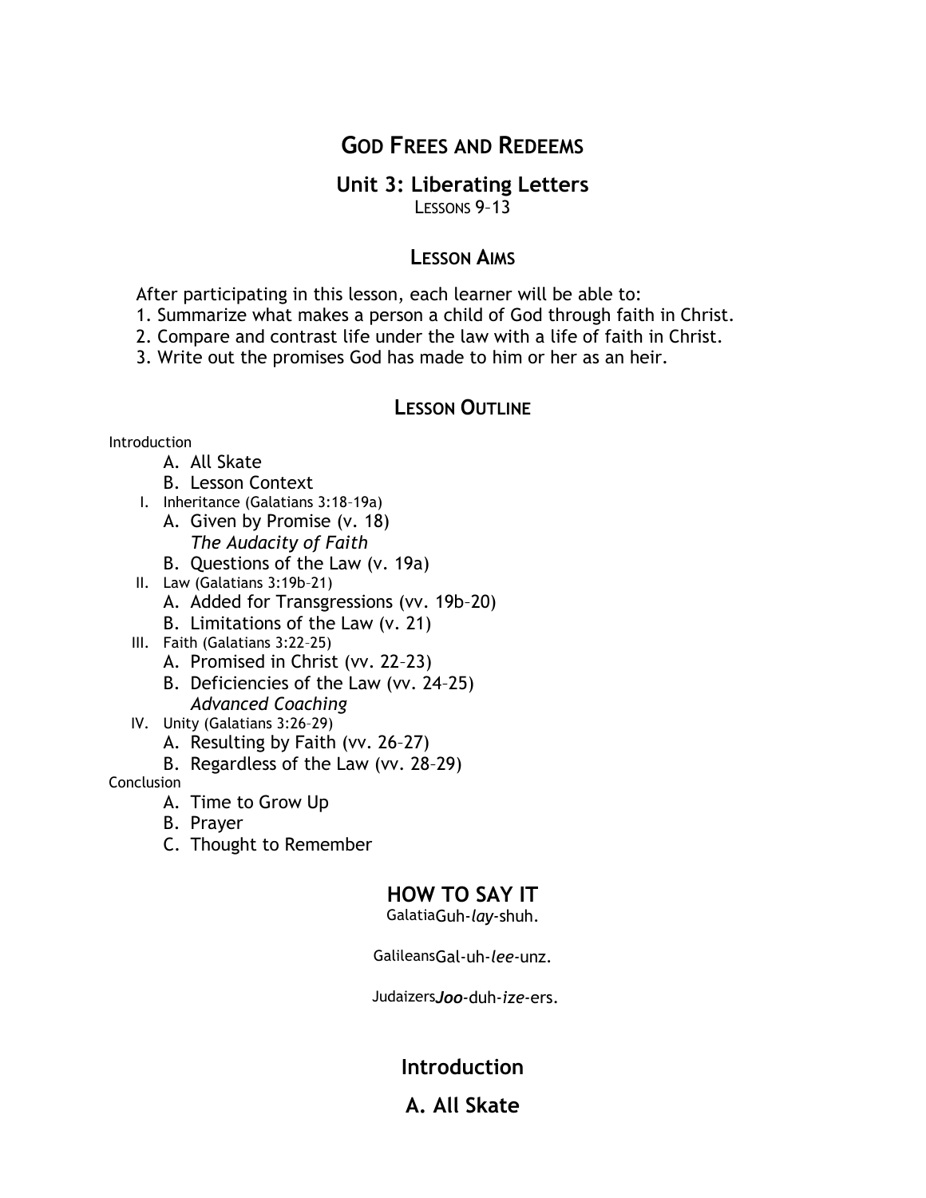## God Frees and Redeems

### Unit 3: Liberating Letters

Lessons 9–13

### Lesson Aims

After participating in this lesson, each learner will be able to:

1. Summarize what makes a person a child of God through faith in Christ.
2. Compare and contrast life under the law with a life of faith in Christ.
3. Write out the promises God has made to him or her as an heir.

### Lesson Outline

Introduction

- A. All Skate
- B. Lesson Context

I. Inheritance (Galatians 3:18–19a)

- A. Given by Promise (v. 18)
  - *The Audacity of Faith*
- B. Questions of the Law (v. 19a)

II. Law (Galatians 3:19b–21)

- A. Added for Transgressions (vv. 19b–20)
- B. Limitations of the Law (v. 21)

III. Faith (Galatians 3:22–25)

- A. Promised in Christ (vv. 22–23)
- B. Deficiencies of the Law (vv. 24–25)
  - *Advanced Coaching*

IV. Unity (Galatians 3:26–29)

- A. Resulting by Faith (vv. 26–27)
- B. Regardless of the Law (vv. 28–29)

Conclusion

- A. Time to Grow Up
- B. Prayer
- C. Thought to Remember

### HOW TO SAY IT

Galatia Guh-*lay*-shuh.

Galileans Gal-uh-*lee*-unz.

Judaizers *Joo*-duh-*ize*-ers.

## Introduction

### A. All Skate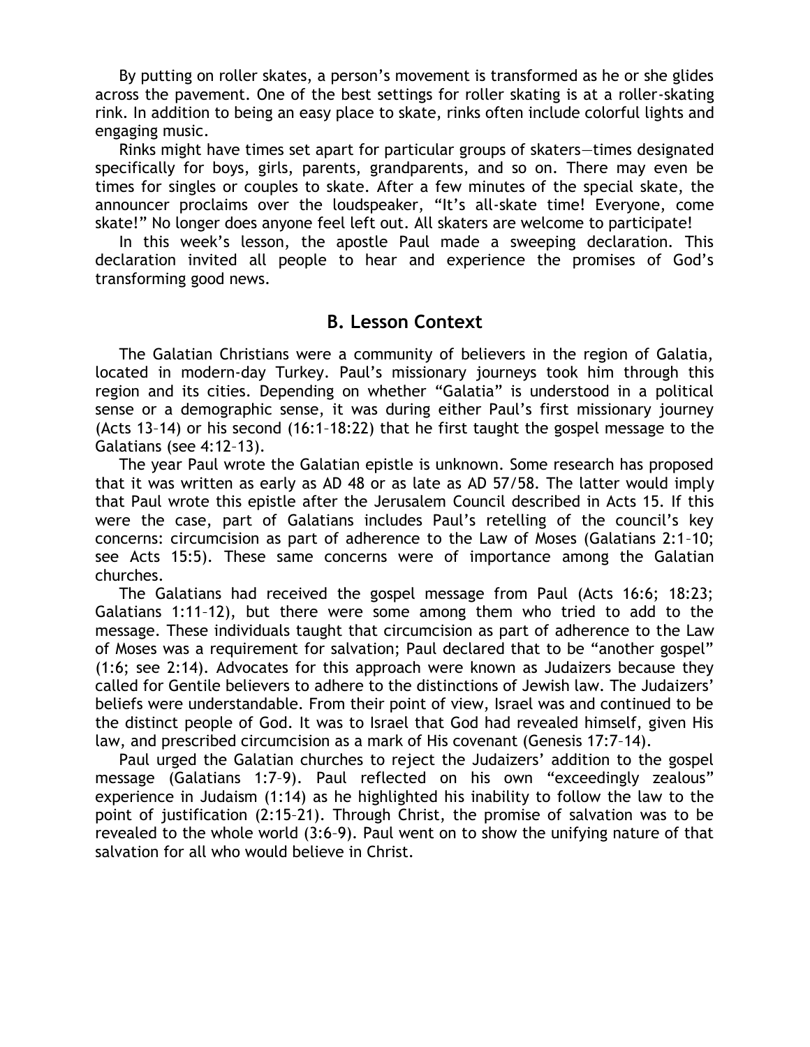By putting on roller skates, a person's movement is transformed as he or she glides across the pavement. One of the best settings for roller skating is at a roller-skating rink. In addition to being an easy place to skate, rinks often include colorful lights and engaging music.

Rinks might have times set apart for particular groups of skaters—times designated specifically for boys, girls, parents, grandparents, and so on. There may even be times for singles or couples to skate. After a few minutes of the special skate, the announcer proclaims over the loudspeaker, "It's all-skate time! Everyone, come skate!" No longer does anyone feel left out. All skaters are welcome to participate!

In this week's lesson, the apostle Paul made a sweeping declaration. This declaration invited all people to hear and experience the promises of God's transforming good news.

## B. Lesson Context

The Galatian Christians were a community of believers in the region of Galatia, located in modern-day Turkey. Paul's missionary journeys took him through this region and its cities. Depending on whether "Galatia" is understood in a political sense or a demographic sense, it was during either Paul's first missionary journey (Acts 13–14) or his second (16:1–18:22) that he first taught the gospel message to the Galatians (see 4:12–13).

The year Paul wrote the Galatian epistle is unknown. Some research has proposed that it was written as early as AD 48 or as late as AD 57/58. The latter would imply that Paul wrote this epistle after the Jerusalem Council described in Acts 15. If this were the case, part of Galatians includes Paul's retelling of the council's key concerns: circumcision as part of adherence to the Law of Moses (Galatians 2:1–10; see Acts 15:5). These same concerns were of importance among the Galatian churches.

The Galatians had received the gospel message from Paul (Acts 16:6; 18:23; Galatians 1:11–12), but there were some among them who tried to add to the message. These individuals taught that circumcision as part of adherence to the Law of Moses was a requirement for salvation; Paul declared that to be "another gospel" (1:6; see 2:14). Advocates for this approach were known as Judaizers because they called for Gentile believers to adhere to the distinctions of Jewish law. The Judaizers' beliefs were understandable. From their point of view, Israel was and continued to be the distinct people of God. It was to Israel that God had revealed himself, given His law, and prescribed circumcision as a mark of His covenant (Genesis 17:7–14).

Paul urged the Galatian churches to reject the Judaizers' addition to the gospel message (Galatians 1:7–9). Paul reflected on his own "exceedingly zealous" experience in Judaism (1:14) as he highlighted his inability to follow the law to the point of justification (2:15–21). Through Christ, the promise of salvation was to be revealed to the whole world (3:6–9). Paul went on to show the unifying nature of that salvation for all who would believe in Christ.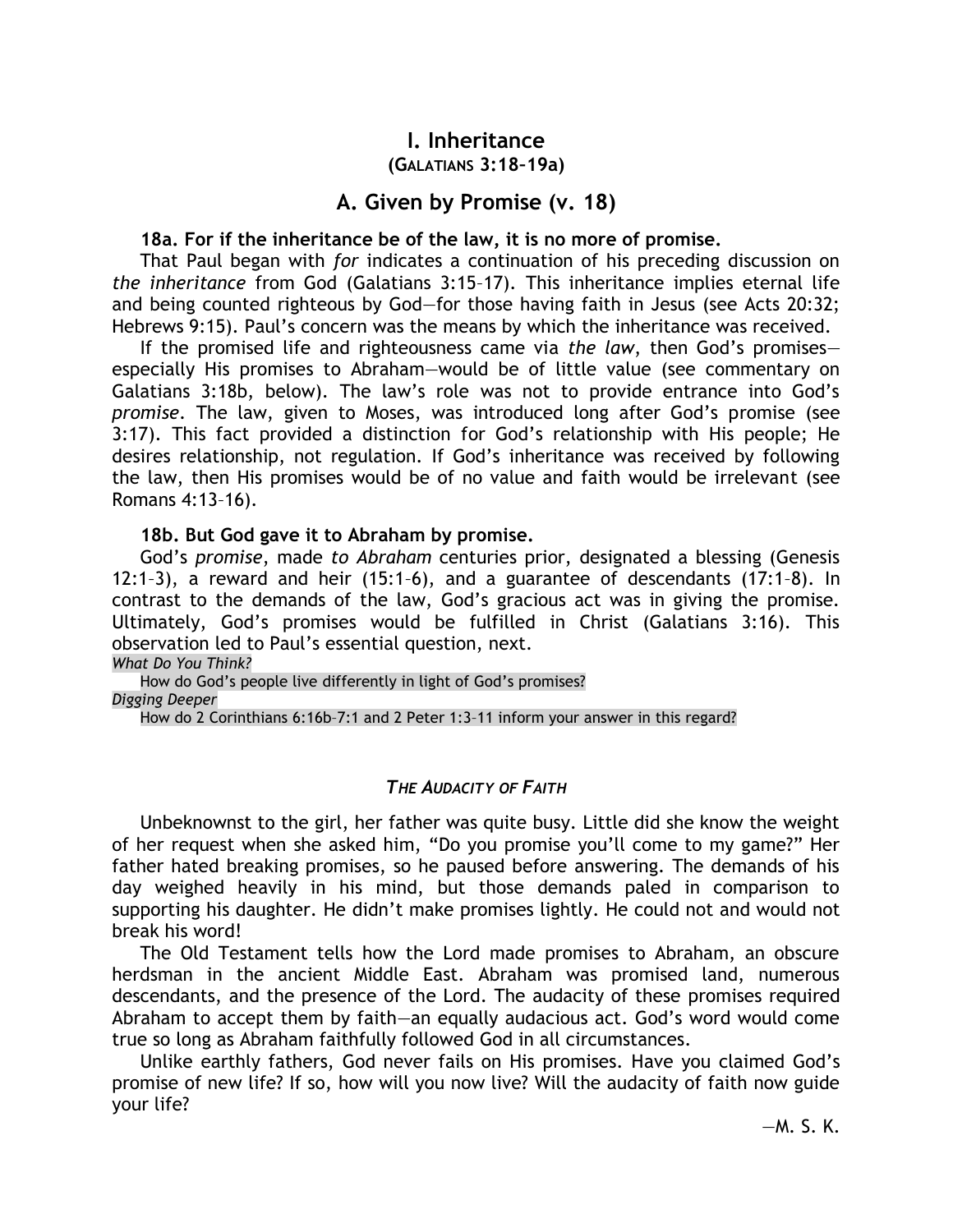## I. Inheritance

**(Galatians 3:18–19a)**

## A. Given by Promise (v. 18)

**18a. For if the inheritance be of the law, it is no more of promise.**

That Paul began with *for* indicates a continuation of his preceding discussion on *the inheritance* from God (Galatians 3:15–17). This inheritance implies eternal life and being counted righteous by God—for those having faith in Jesus (see Acts 20:32; Hebrews 9:15). Paul's concern was the means by which the inheritance was received.

If the promised life and righteousness came via *the law*, then God's promises—especially His promises to Abraham—would be of little value (see commentary on Galatians 3:18b, below). The law's role was not to provide entrance into God's *promise*. The law, given to Moses, was introduced long after God's promise (see 3:17). This fact provided a distinction for God's relationship with His people; He desires relationship, not regulation. If God's inheritance was received by following the law, then His promises would be of no value and faith would be irrelevant (see Romans 4:13–16).

**18b. But God gave it to Abraham by promise.**

God's *promise*, made *to Abraham* centuries prior, designated a blessing (Genesis 12:1–3), a reward and heir (15:1–6), and a guarantee of descendants (17:1–8). In contrast to the demands of the law, God's gracious act was in giving the promise. Ultimately, God's promises would be fulfilled in Christ (Galatians 3:16). This observation led to Paul's essential question, next.

*What Do You Think?*

How do God's people live differently in light of God's promises?

*Digging Deeper*

How do 2 Corinthians 6:16b–7:1 and 2 Peter 1:3–11 inform your answer in this regard?

### *The Audacity of Faith*

Unbeknownst to the girl, her father was quite busy. Little did she know the weight of her request when she asked him, "Do you promise you'll come to my game?" Her father hated breaking promises, so he paused before answering. The demands of his day weighed heavily in his mind, but those demands paled in comparison to supporting his daughter. He didn't make promises lightly. He could not and would not break his word!

The Old Testament tells how the Lord made promises to Abraham, an obscure herdsman in the ancient Middle East. Abraham was promised land, numerous descendants, and the presence of the Lord. The audacity of these promises required Abraham to accept them by faith—an equally audacious act. God's word would come true so long as Abraham faithfully followed God in all circumstances.

Unlike earthly fathers, God never fails on His promises. Have you claimed God's promise of new life? If so, how will you now live? Will the audacity of faith now guide your life?

—M. S. K.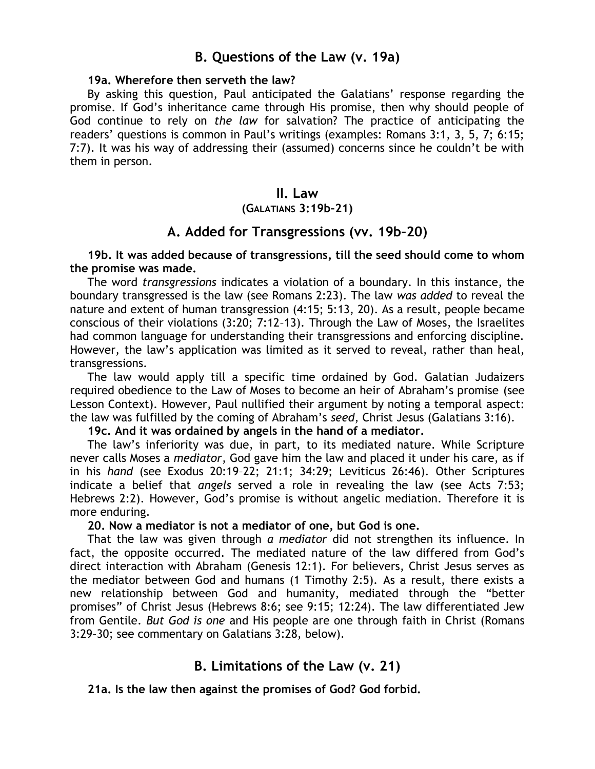### B. Questions of the Law (v. 19a)

**19a. Wherefore then serveth the law?**

By asking this question, Paul anticipated the Galatians' response regarding the promise. If God's inheritance came through His promise, then why should people of God continue to rely on *the law* for salvation? The practice of anticipating the readers' questions is common in Paul's writings (examples: Romans 3:1, 3, 5, 7; 6:15; 7:7). It was his way of addressing their (assumed) concerns since he couldn't be with them in person.

## II. Law
**(Galatians 3:19b–21)**

### A. Added for Transgressions (vv. 19b–20)

**19b. It was added because of transgressions, till the seed should come to whom the promise was made.**

The word *transgressions* indicates a violation of a boundary. In this instance, the boundary transgressed is the law (see Romans 2:23). The law *was added* to reveal the nature and extent of human transgression (4:15; 5:13, 20). As a result, people became conscious of their violations (3:20; 7:12–13). Through the Law of Moses, the Israelites had common language for understanding their transgressions and enforcing discipline. However, the law's application was limited as it served to reveal, rather than heal, transgressions.

The law would apply till a specific time ordained by God. Galatian Judaizers required obedience to the Law of Moses to become an heir of Abraham's promise (see Lesson Context). However, Paul nullified their argument by noting a temporal aspect: the law was fulfilled by the coming of Abraham's *seed*, Christ Jesus (Galatians 3:16).

**19c. And it was ordained by angels in the hand of a mediator.**

The law's inferiority was due, in part, to its mediated nature. While Scripture never calls Moses a *mediator*, God gave him the law and placed it under his care, as if in his *hand* (see Exodus 20:19–22; 21:1; 34:29; Leviticus 26:46). Other Scriptures indicate a belief that *angels* served a role in revealing the law (see Acts 7:53; Hebrews 2:2). However, God's promise is without angelic mediation. Therefore it is more enduring.

**20. Now a mediator is not a mediator of one, but God is one.**

That the law was given through *a mediator* did not strengthen its influence. In fact, the opposite occurred. The mediated nature of the law differed from God's direct interaction with Abraham (Genesis 12:1). For believers, Christ Jesus serves as the mediator between God and humans (1 Timothy 2:5). As a result, there exists a new relationship between God and humanity, mediated through the "better promises" of Christ Jesus (Hebrews 8:6; see 9:15; 12:24). The law differentiated Jew from Gentile. *But God is one* and His people are one through faith in Christ (Romans 3:29–30; see commentary on Galatians 3:28, below).

### B. Limitations of the Law (v. 21)

**21a. Is the law then against the promises of God? God forbid.**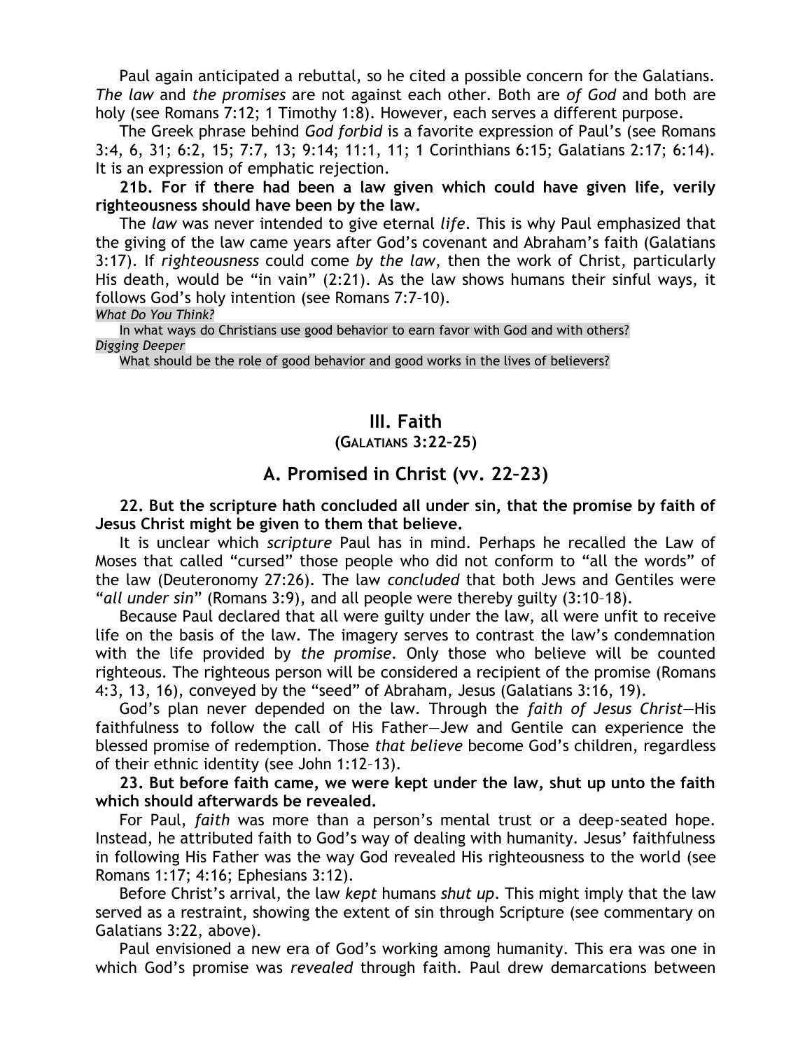Paul again anticipated a rebuttal, so he cited a possible concern for the Galatians. *The law* and *the promises* are not against each other. Both are *of God* and both are holy (see Romans 7:12; 1 Timothy 1:8). However, each serves a different purpose.

The Greek phrase behind *God forbid* is a favorite expression of Paul's (see Romans 3:4, 6, 31; 6:2, 15; 7:7, 13; 9:14; 11:1, 11; 1 Corinthians 6:15; Galatians 2:17; 6:14). It is an expression of emphatic rejection.

**21b. For if there had been a law given which could have given life, verily righteousness should have been by the law.**

The *law* was never intended to give eternal *life*. This is why Paul emphasized that the giving of the law came years after God's covenant and Abraham's faith (Galatians 3:17). If *righteousness* could come *by the law*, then the work of Christ, particularly His death, would be "in vain" (2:21). As the law shows humans their sinful ways, it follows God's holy intention (see Romans 7:7–10).

*What Do You Think?*

In what ways do Christians use good behavior to earn favor with God and with others?

*Digging Deeper*

What should be the role of good behavior and good works in the lives of believers?

## III. Faith
### (Galatians 3:22–25)

## A. Promised in Christ (vv. 22–23)

**22. But the scripture hath concluded all under sin, that the promise by faith of Jesus Christ might be given to them that believe.**

It is unclear which *scripture* Paul has in mind. Perhaps he recalled the Law of Moses that called "cursed" those people who did not conform to "all the words" of the law (Deuteronomy 27:26). The law *concluded* that both Jews and Gentiles were "*all under sin*" (Romans 3:9), and all people were thereby guilty (3:10–18).

Because Paul declared that all were guilty under the law, all were unfit to receive life on the basis of the law. The imagery serves to contrast the law's condemnation with the life provided by *the promise*. Only those who believe will be counted righteous. The righteous person will be considered a recipient of the promise (Romans 4:3, 13, 16), conveyed by the "seed" of Abraham, Jesus (Galatians 3:16, 19).

God's plan never depended on the law. Through the *faith of Jesus Christ*—His faithfulness to follow the call of His Father—Jew and Gentile can experience the blessed promise of redemption. Those *that believe* become God's children, regardless of their ethnic identity (see John 1:12–13).

**23. But before faith came, we were kept under the law, shut up unto the faith which should afterwards be revealed.**

For Paul, *faith* was more than a person's mental trust or a deep-seated hope. Instead, he attributed faith to God's way of dealing with humanity. Jesus' faithfulness in following His Father was the way God revealed His righteousness to the world (see Romans 1:17; 4:16; Ephesians 3:12).

Before Christ's arrival, the law *kept* humans *shut up*. This might imply that the law served as a restraint, showing the extent of sin through Scripture (see commentary on Galatians 3:22, above).

Paul envisioned a new era of God's working among humanity. This era was one in which God's promise was *revealed* through faith. Paul drew demarcations between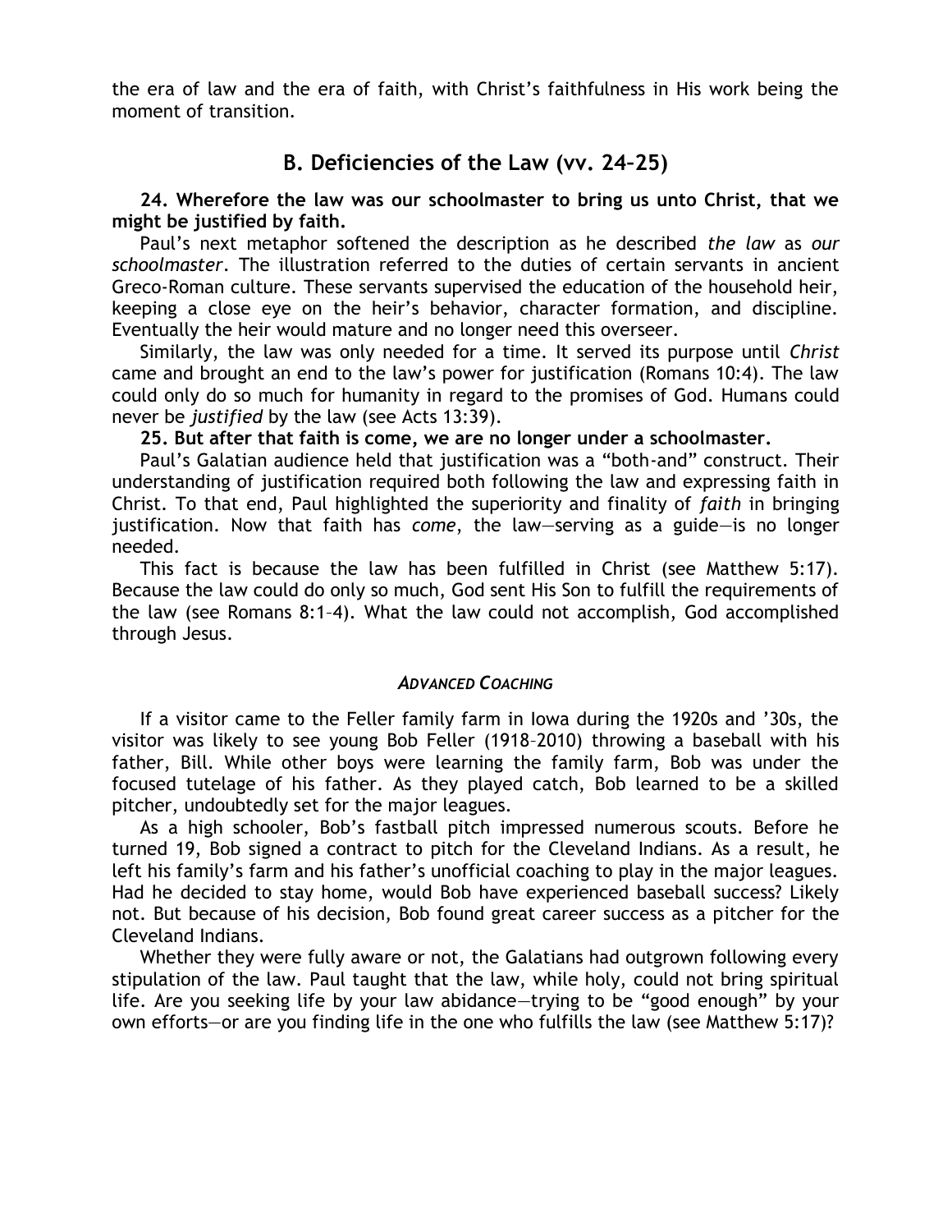the era of law and the era of faith, with Christ's faithfulness in His work being the moment of transition.

## B. Deficiencies of the Law (vv. 24–25)

**24. Wherefore the law was our schoolmaster to bring us unto Christ, that we might be justified by faith.**

Paul's next metaphor softened the description as he described *the law* as *our schoolmaster*. The illustration referred to the duties of certain servants in ancient Greco-Roman culture. These servants supervised the education of the household heir, keeping a close eye on the heir's behavior, character formation, and discipline. Eventually the heir would mature and no longer need this overseer.

Similarly, the law was only needed for a time. It served its purpose until *Christ* came and brought an end to the law's power for justification (Romans 10:4). The law could only do so much for humanity in regard to the promises of God. Humans could never be *justified* by the law (see Acts 13:39).

**25. But after that faith is come, we are no longer under a schoolmaster.**

Paul's Galatian audience held that justification was a "both-and" construct. Their understanding of justification required both following the law and expressing faith in Christ. To that end, Paul highlighted the superiority and finality of *faith* in bringing justification. Now that faith has *come*, the law—serving as a guide—is no longer needed.

This fact is because the law has been fulfilled in Christ (see Matthew 5:17). Because the law could do only so much, God sent His Son to fulfill the requirements of the law (see Romans 8:1–4). What the law could not accomplish, God accomplished through Jesus.

#### *Advanced Coaching*

If a visitor came to the Feller family farm in Iowa during the 1920s and '30s, the visitor was likely to see young Bob Feller (1918–2010) throwing a baseball with his father, Bill. While other boys were learning the family farm, Bob was under the focused tutelage of his father. As they played catch, Bob learned to be a skilled pitcher, undoubtedly set for the major leagues.

As a high schooler, Bob's fastball pitch impressed numerous scouts. Before he turned 19, Bob signed a contract to pitch for the Cleveland Indians. As a result, he left his family's farm and his father's unofficial coaching to play in the major leagues. Had he decided to stay home, would Bob have experienced baseball success? Likely not. But because of his decision, Bob found great career success as a pitcher for the Cleveland Indians.

Whether they were fully aware or not, the Galatians had outgrown following every stipulation of the law. Paul taught that the law, while holy, could not bring spiritual life. Are you seeking life by your law abidance—trying to be "good enough" by your own efforts—or are you finding life in the one who fulfills the law (see Matthew 5:17)?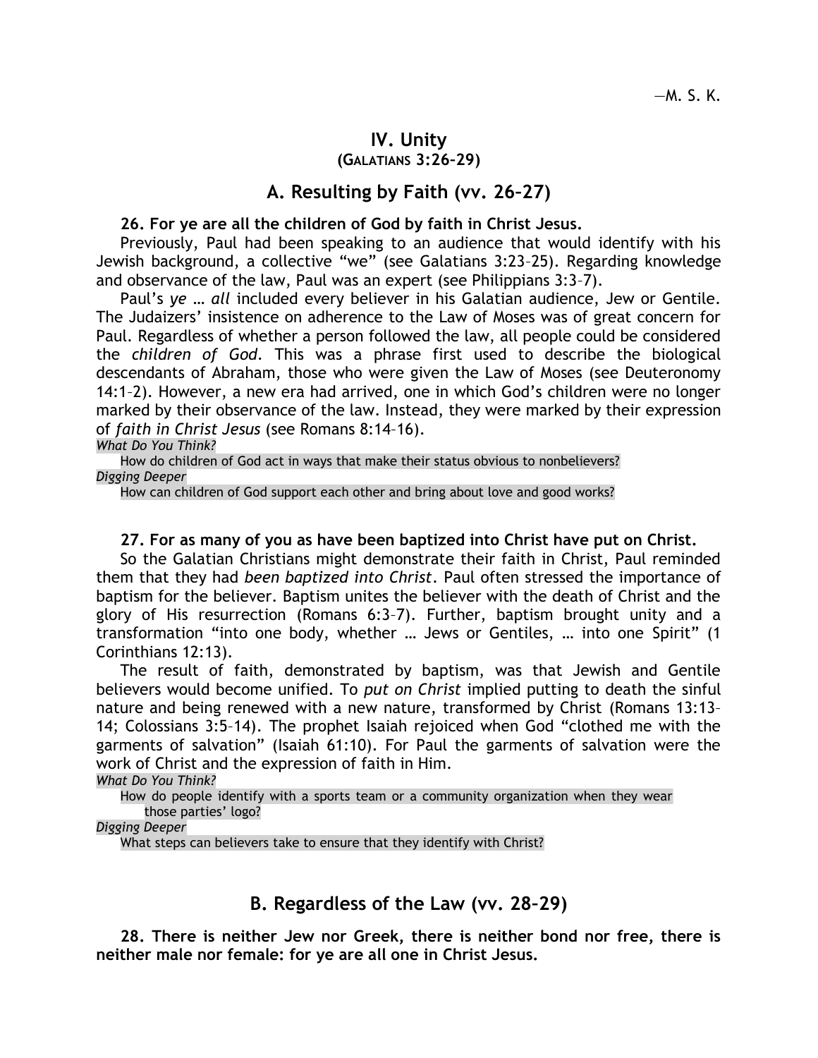—M. S. K.

## IV. Unity
### (Galatians 3:26–29)

### A. Resulting by Faith (vv. 26–27)

**26. For ye are all the children of God by faith in Christ Jesus.**

Previously, Paul had been speaking to an audience that would identify with his Jewish background, a collective "we" (see Galatians 3:23–25). Regarding knowledge and observance of the law, Paul was an expert (see Philippians 3:3–7).

Paul's *ye … all* included every believer in his Galatian audience, Jew or Gentile. The Judaizers' insistence on adherence to the Law of Moses was of great concern for Paul. Regardless of whether a person followed the law, all people could be considered the *children of God*. This was a phrase first used to describe the biological descendants of Abraham, those who were given the Law of Moses (see Deuteronomy 14:1–2). However, a new era had arrived, one in which God's children were no longer marked by their observance of the law. Instead, they were marked by their expression of *faith in Christ Jesus* (see Romans 8:14–16).

*What Do You Think?*

How do children of God act in ways that make their status obvious to nonbelievers?

*Digging Deeper*

How can children of God support each other and bring about love and good works?

**27. For as many of you as have been baptized into Christ have put on Christ.**

So the Galatian Christians might demonstrate their faith in Christ, Paul reminded them that they had *been baptized into Christ*. Paul often stressed the importance of baptism for the believer. Baptism unites the believer with the death of Christ and the glory of His resurrection (Romans 6:3–7). Further, baptism brought unity and a transformation "into one body, whether … Jews or Gentiles, … into one Spirit" (1 Corinthians 12:13).

The result of faith, demonstrated by baptism, was that Jewish and Gentile believers would become unified. To *put on Christ* implied putting to death the sinful nature and being renewed with a new nature, transformed by Christ (Romans 13:13–14; Colossians 3:5–14). The prophet Isaiah rejoiced when God "clothed me with the garments of salvation" (Isaiah 61:10). For Paul the garments of salvation were the work of Christ and the expression of faith in Him.

*What Do You Think?*

How do people identify with a sports team or a community organization when they wear those parties' logo?

*Digging Deeper*

What steps can believers take to ensure that they identify with Christ?

### B. Regardless of the Law (vv. 28–29)

**28. There is neither Jew nor Greek, there is neither bond nor free, there is neither male nor female: for ye are all one in Christ Jesus.**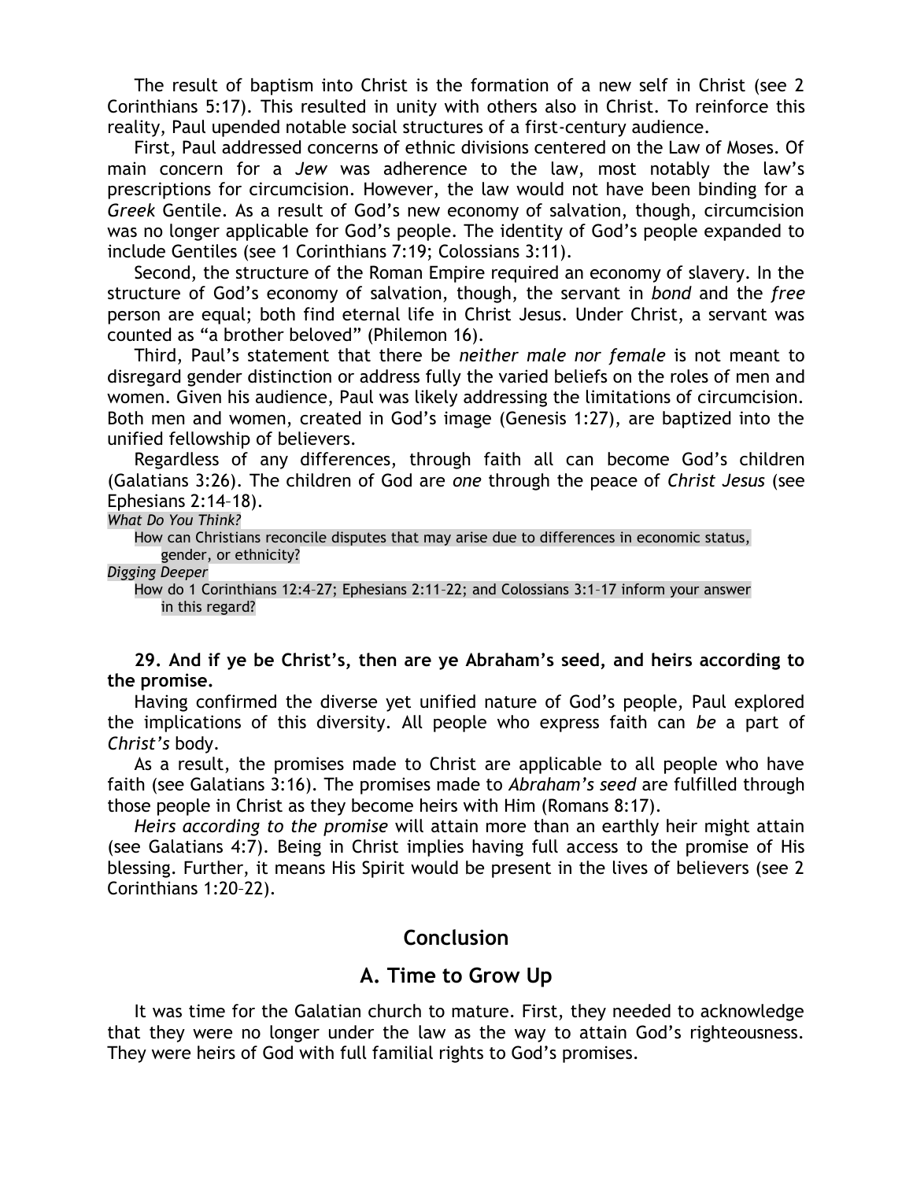The result of baptism into Christ is the formation of a new self in Christ (see 2 Corinthians 5:17). This resulted in unity with others also in Christ. To reinforce this reality, Paul upended notable social structures of a first-century audience.

First, Paul addressed concerns of ethnic divisions centered on the Law of Moses. Of main concern for a *Jew* was adherence to the law, most notably the law's prescriptions for circumcision. However, the law would not have been binding for a *Greek* Gentile. As a result of God's new economy of salvation, though, circumcision was no longer applicable for God's people. The identity of God's people expanded to include Gentiles (see 1 Corinthians 7:19; Colossians 3:11).

Second, the structure of the Roman Empire required an economy of slavery. In the structure of God's economy of salvation, though, the servant in *bond* and the *free* person are equal; both find eternal life in Christ Jesus. Under Christ, a servant was counted as "a brother beloved" (Philemon 16).

Third, Paul's statement that there be *neither male nor female* is not meant to disregard gender distinction or address fully the varied beliefs on the roles of men and women. Given his audience, Paul was likely addressing the limitations of circumcision. Both men and women, created in God's image (Genesis 1:27), are baptized into the unified fellowship of believers.

Regardless of any differences, through faith all can become God's children (Galatians 3:26). The children of God are *one* through the peace of *Christ Jesus* (see Ephesians 2:14–18).

*What Do You Think?*

How can Christians reconcile disputes that may arise due to differences in economic status, gender, or ethnicity?

*Digging Deeper*

How do 1 Corinthians 12:4–27; Ephesians 2:11–22; and Colossians 3:1–17 inform your answer in this regard?

**29. And if ye be Christ's, then are ye Abraham's seed, and heirs according to the promise.**

Having confirmed the diverse yet unified nature of God's people, Paul explored the implications of this diversity. All people who express faith can *be* a part of *Christ's* body.

As a result, the promises made to Christ are applicable to all people who have faith (see Galatians 3:16). The promises made to *Abraham's seed* are fulfilled through those people in Christ as they become heirs with Him (Romans 8:17).

*Heirs according to the promise* will attain more than an earthly heir might attain (see Galatians 4:7). Being in Christ implies having full access to the promise of His blessing. Further, it means His Spirit would be present in the lives of believers (see 2 Corinthians 1:20–22).

## Conclusion

### A. Time to Grow Up

It was time for the Galatian church to mature. First, they needed to acknowledge that they were no longer under the law as the way to attain God's righteousness. They were heirs of God with full familial rights to God's promises.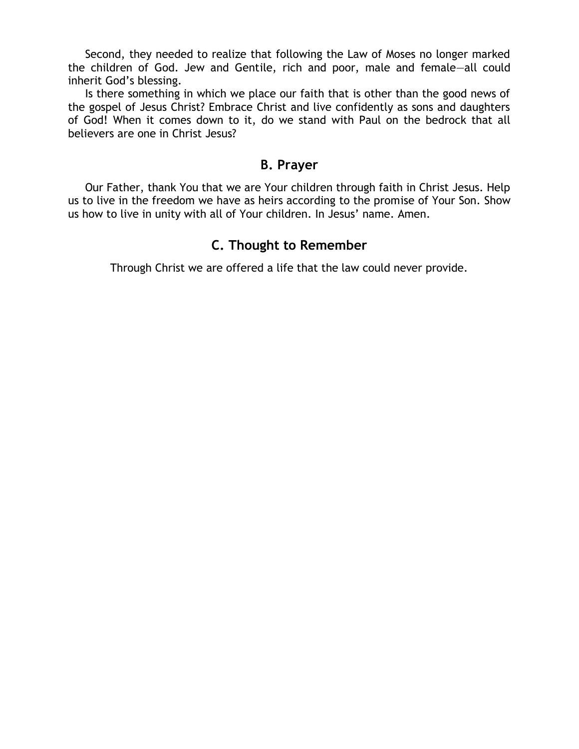Second, they needed to realize that following the Law of Moses no longer marked the children of God. Jew and Gentile, rich and poor, male and female—all could inherit God's blessing.

Is there something in which we place our faith that is other than the good news of the gospel of Jesus Christ? Embrace Christ and live confidently as sons and daughters of God! When it comes down to it, do we stand with Paul on the bedrock that all believers are one in Christ Jesus?

## B. Prayer

Our Father, thank You that we are Your children through faith in Christ Jesus. Help us to live in the freedom we have as heirs according to the promise of Your Son. Show us how to live in unity with all of Your children. In Jesus' name. Amen.

## C. Thought to Remember

Through Christ we are offered a life that the law could never provide.